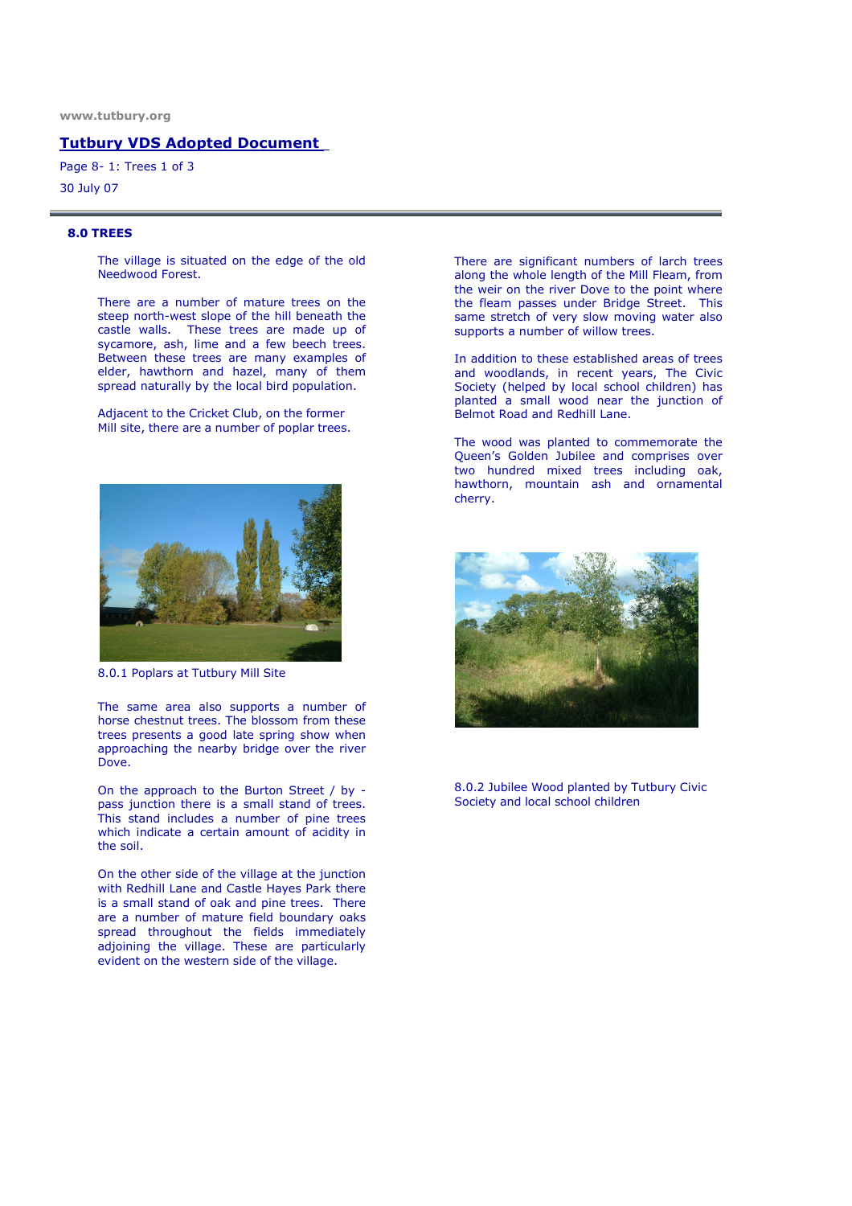www.tutbury.org

**Tutbury VDS Adopted Document**

Page 8- 1: Trees 1 of 3

30 July 07

## 8.0 TREES

The village is situated on the edge of the old Needwood Forest.

There are a number of mature trees on the steep north-west slope of the hill beneath the castle walls. These trees are made up of sycamore, ash, lime and a few beech trees. Between these trees are many examples of elder, hawthorn and hazel, many of them spread naturally by the local bird population.

Adjacent to the Cricket Club, on the former Mill site, there are a number of poplar trees.

8.0.1 Poplars at Tutbury Mill Site

The same area also supports a number of horse chestnut trees. The blossom from these trees presents a good late spring show when approaching the nearby bridge over the river Dove.

On the approach to the Burton Street / by - pass junction there is a small stand of trees. This stand includes a number of pine trees which indicate a certain amount of acidity in the soil.

On the other side of the village at the junction with Redhill Lane and Castle Hayes Park there is a small stand of oak and pine trees. There are a number of mature field boundary oaks spread throughout the fields immediately adjoining the village. These are particularly evident on the western side of the village.

There are significant numbers of larch trees along the whole length of the Mill Fleam, from the weir on the river Dove to the point where the fleam passes under Bridge Street. This same stretch of very slow moving water also supports a number of willow trees.

In addition to these established areas of trees and woodlands, in recent years, The Civic Society (helped by local school children) has planted a small wood near the junction of Belmot Road and Redhill Lane.

The wood was planted to commemorate the Queen's Golden Jubilee and comprises over two hundred mixed trees including oak, hawthorn, mountain ash and ornamental cherry.

8.0.2 Jubilee Wood planted by Tutbury Civic Society and local school children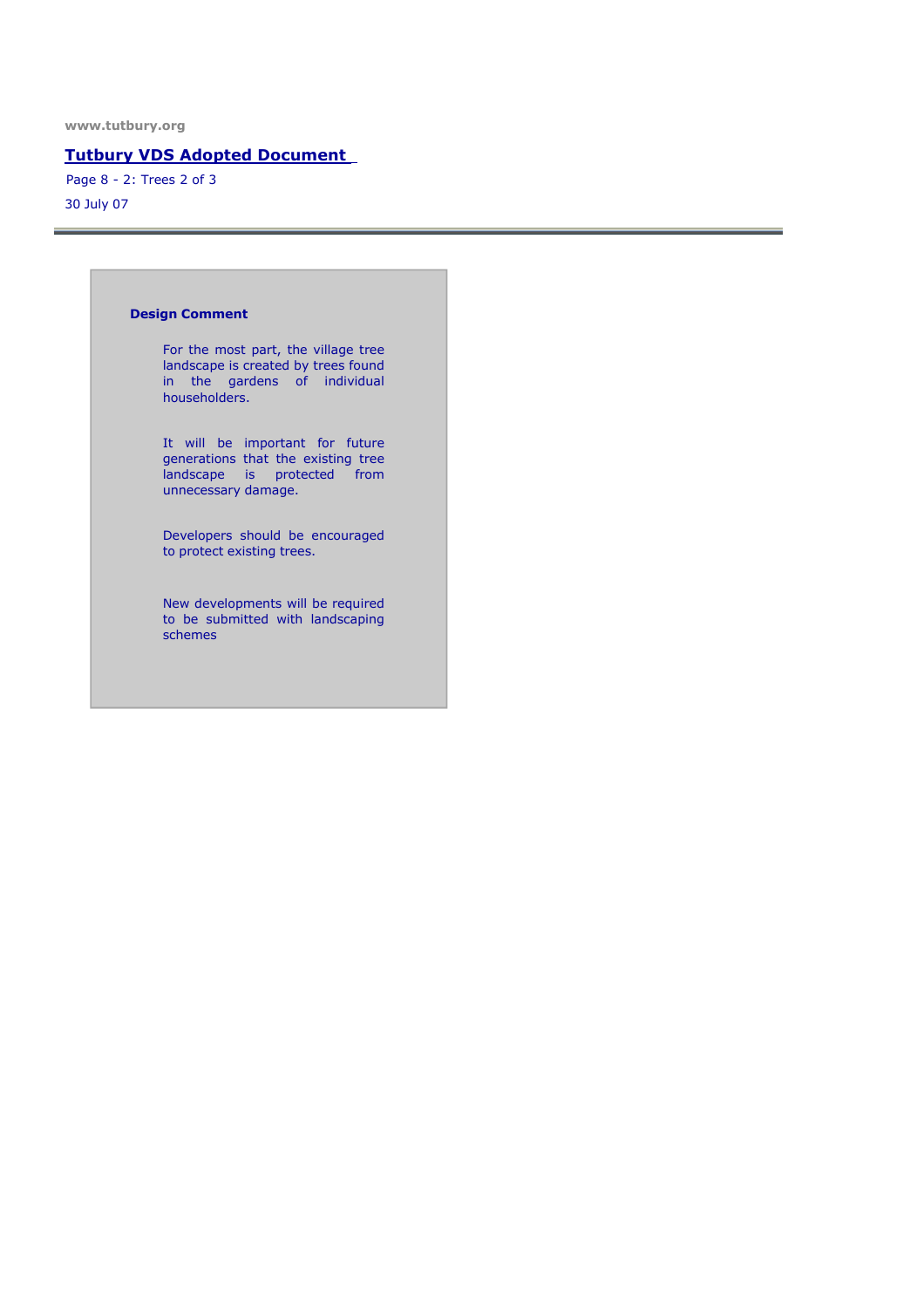www.tutbury.org

**Tutbury VDS Adopted Document**

Page 8 - 2: Trees 2 of 3

30 July 07

---

**Design Comment**

For the most part, the village tree landscape is created by trees found in the gardens of individual householders.

It will be important for future generations that the existing tree landscape is protected from unnecessary damage.

Developers should be encouraged to protect existing trees.

New developments will be required to be submitted with landscaping schemes